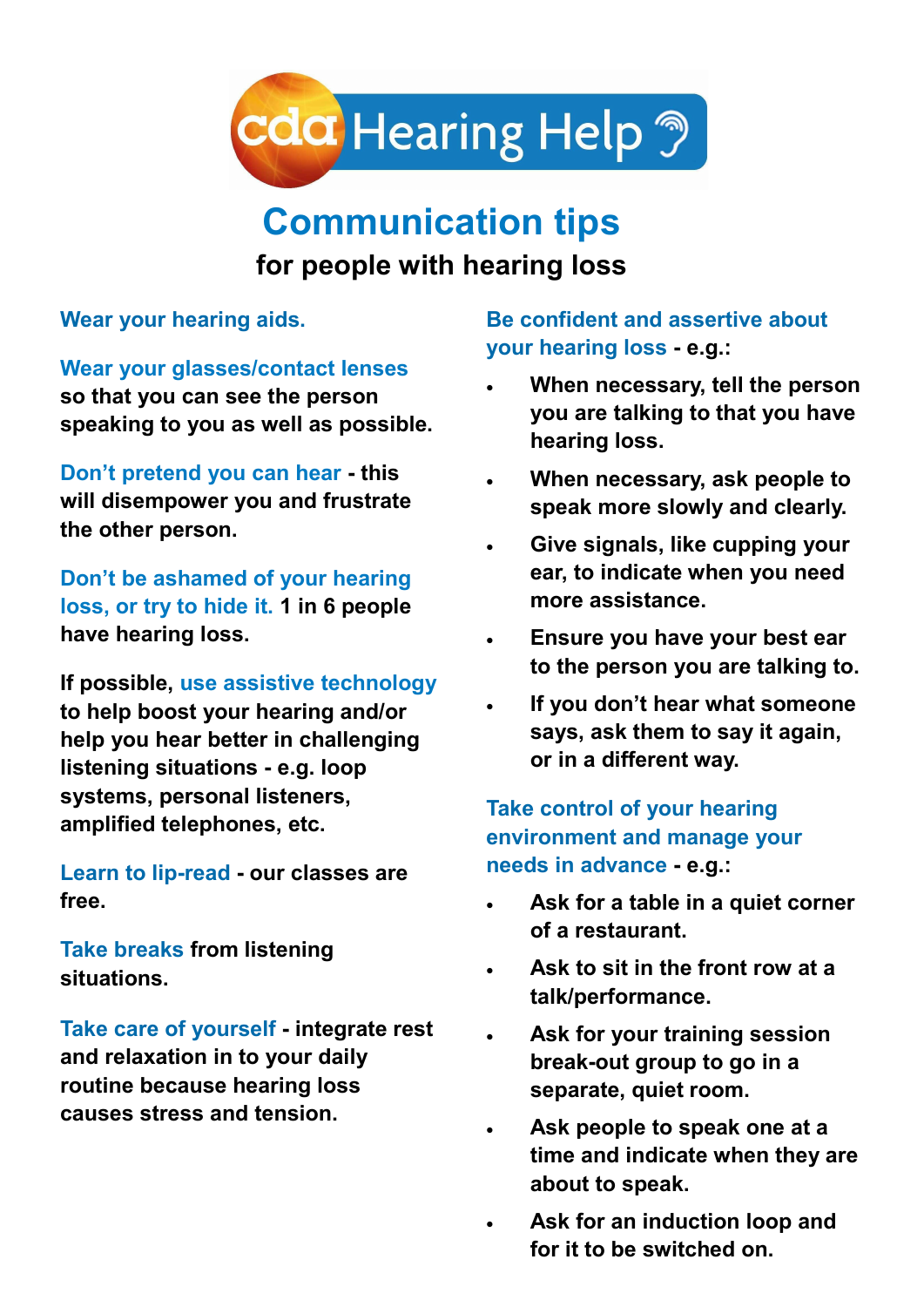cda Hearing Help

# Communication tips

## for people with hearing loss

**Wear your hearing aids.**

**Wear your glasses/contact lenses** so that you can see the person speaking to you as well as possible.

**Don't pretend you can hear** - this will disempower you and frustrate the other person.

**Don't be ashamed of your hearing loss, or try to hide it.** 1 in 6 people have hearing loss.

If possible, **use assistive technology** to help boost your hearing and/or help you hear better in challenging listening situations - e.g. loop systems, personal listeners, amplified telephones, etc.

**Learn to lip-read** - our classes are free.

**Take breaks** from listening situations.

**Take care of yourself** - integrate rest and relaxation in to your daily routine because hearing loss causes stress and tension.

**Be confident and assertive about your hearing loss** - e.g.:

- When necessary, tell the person you are talking to that you have hearing loss.
- When necessary, ask people to speak more slowly and clearly.
- Give signals, like cupping your ear, to indicate when you need more assistance.
- Ensure you have your best ear to the person you are talking to.
- If you don't hear what someone says, ask them to say it again, or in a different way.

**Take control of your hearing environment and manage your needs in advance** - e.g.:

- Ask for a table in a quiet corner of a restaurant.
- Ask to sit in the front row at a talk/performance.
- Ask for your training session break-out group to go in a separate, quiet room.
- Ask people to speak one at a time and indicate when they are about to speak.
- Ask for an induction loop and for it to be switched on.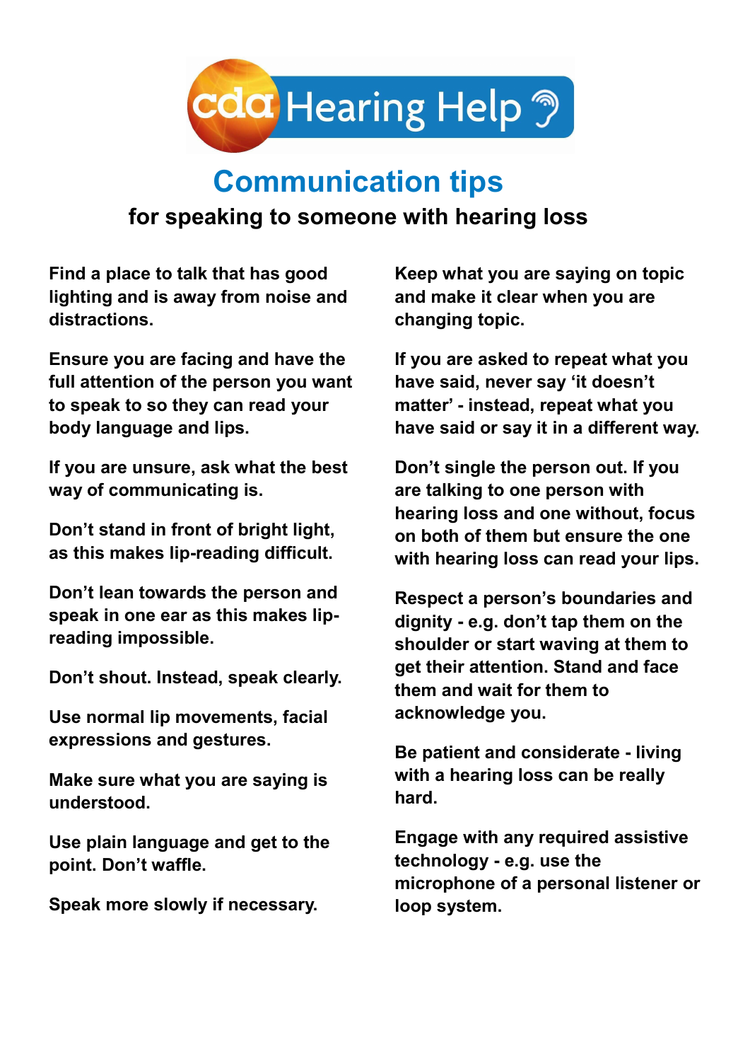cda Hearing Help

# Communication tips

## for speaking to someone with hearing loss

**Find a place to talk that has good lighting and is away from noise and distractions.**

**Ensure you are facing and have the full attention of the person you want to speak to so they can read your body language and lips.**

**If you are unsure, ask what the best way of communicating is.**

**Don't stand in front of bright light, as this makes lip-reading difficult.**

**Don't lean towards the person and speak in one ear as this makes lip-reading impossible.**

**Don't shout. Instead, speak clearly.**

**Use normal lip movements, facial expressions and gestures.**

**Make sure what you are saying is understood.**

**Use plain language and get to the point. Don't waffle.**

**Speak more slowly if necessary.**

**Keep what you are saying on topic and make it clear when you are changing topic.**

**If you are asked to repeat what you have said, never say 'it doesn't matter' - instead, repeat what you have said or say it in a different way.**

**Don't single the person out. If you are talking to one person with hearing loss and one without, focus on both of them but ensure the one with hearing loss can read your lips.**

**Respect a person's boundaries and dignity - e.g. don't tap them on the shoulder or start waving at them to get their attention. Stand and face them and wait for them to acknowledge you.**

**Be patient and considerate - living with a hearing loss can be really hard.**

**Engage with any required assistive technology - e.g. use the microphone of a personal listener or loop system.**